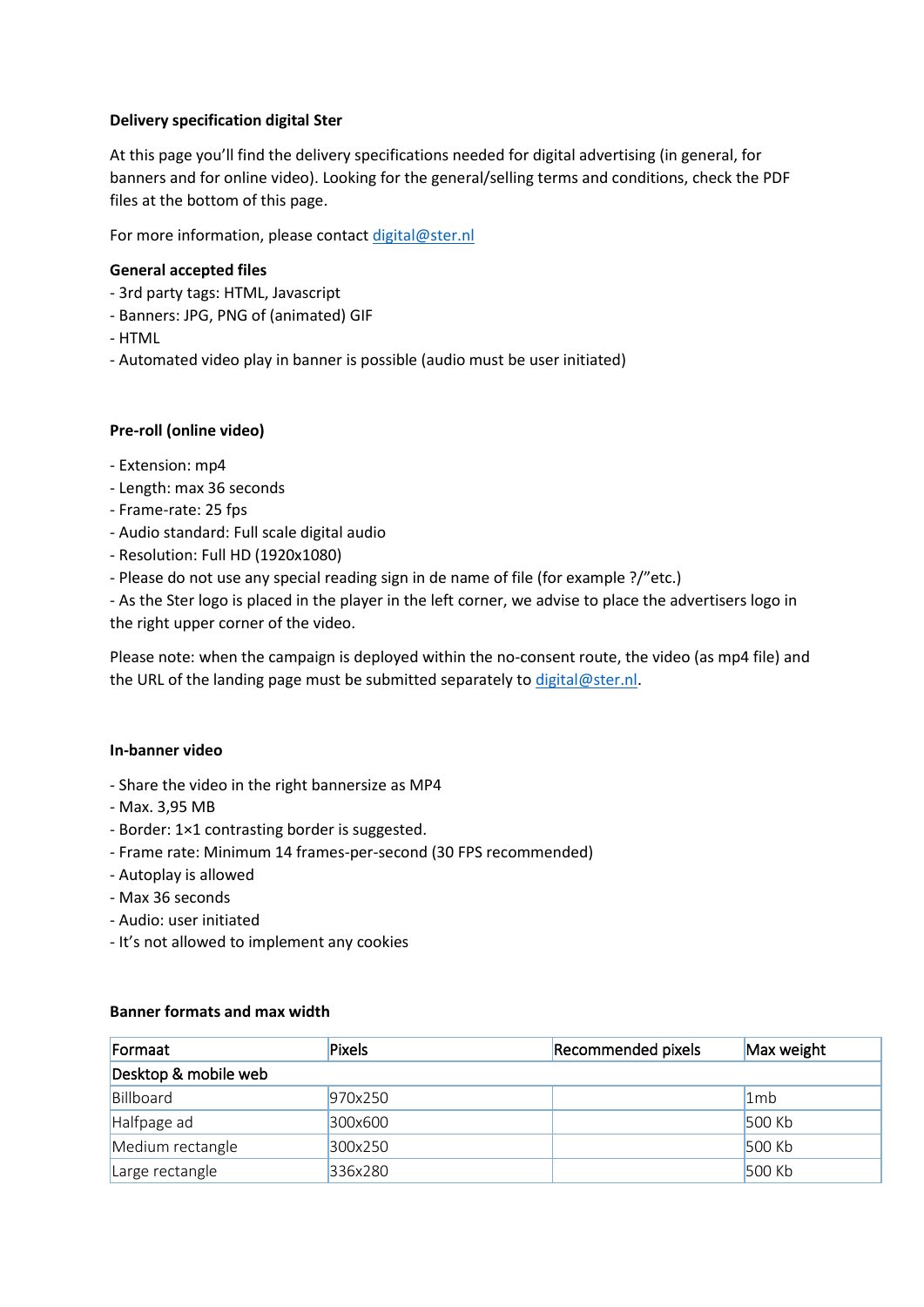**Delivery specification digital Ster**

At this page you'll find the delivery specifications needed for digital advertising (in general, for banners and for online video). Looking for the general/selling terms and conditions, check the PDF files at the bottom of this page.

For more information, please contact [digital@ster.nl](mailto:digital@ster.nl)

**General accepted files**

- 3rd party tags: HTML, Javascript
- Banners: JPG, PNG of (animated) GIF
- HTML
- Automated video play in banner is possible (audio must be user initiated)

**Pre-roll (online video)**

- Extension: mp4
- Length: max 36 seconds
- Frame-rate: 25 fps
- Audio standard: Full scale digital audio
- Resolution: Full HD (1920x1080)
- Please do not use any special reading sign in de name of file (for example ?/"etc.)
- As the Ster logo is placed in the player in the left corner, we advise to place the advertisers logo in the right upper corner of the video.

Please note: when the campaign is deployed within the no-consent route, the video (as mp4 file) and the URL of the landing page must be submitted separately to [digital@ster.nl](mailto:digital@ster.nl).

**In-banner video**

- Share the video in the right bannersize as MP4
- Max. 3,95 MB
- Border: 1×1 contrasting border is suggested.
- Frame rate: Minimum 14 frames-per-second (30 FPS recommended)
- Autoplay is allowed
- Max 36 seconds
- Audio: user initiated
- It's not allowed to implement any cookies

**Banner formats and max width**

| Formaat | Pixels | Recommended pixels | Max weight |
|---|---|---|---|
| Desktop & mobile web | | | |
| Billboard | 970x250 | | 1mb |
| Halfpage ad | 300x600 | | 500 Kb |
| Medium rectangle | 300x250 | | 500 Kb |
| Large rectangle | 336x280 | | 500 Kb |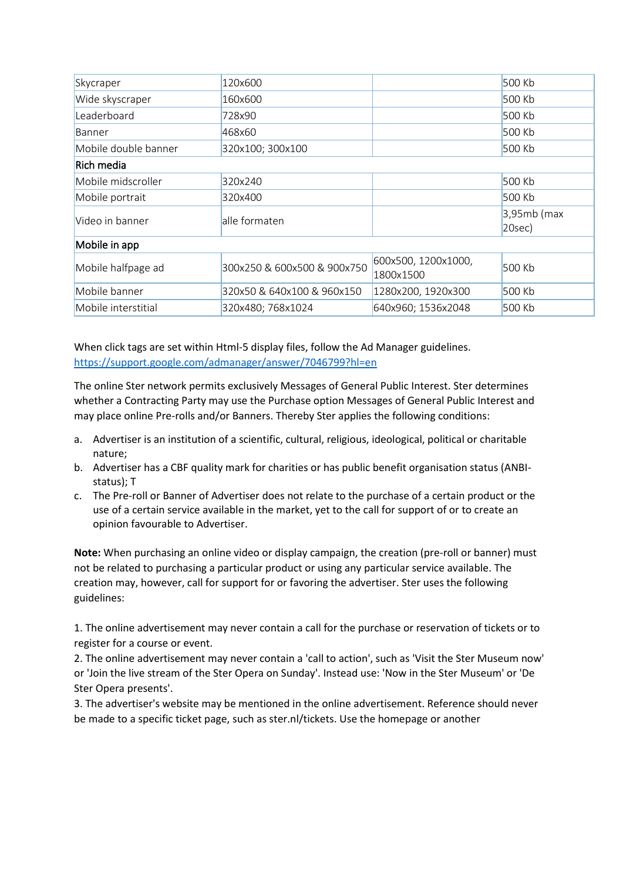| | | | |
|---|---|---|---|
| Skycraper | 120x600 | | 500 Kb |
| Wide skyscraper | 160x600 | | 500 Kb |
| Leaderboard | 728x90 | | 500 Kb |
| Banner | 468x60 | | 500 Kb |
| Mobile double banner | 320x100; 300x100 | | 500 Kb |
| **Rich media** | | | |
| Mobile midscroller | 320x240 | | 500 Kb |
| Mobile portrait | 320x400 | | 500 Kb |
| Video in banner | alle formaten | | 3,95mb (max 20sec) |
| **Mobile in app** | | | |
| Mobile halfpage ad | 300x250 & 600x500 & 900x750 | 600x500, 1200x1000, 1800x1500 | 500 Kb |
| Mobile banner | 320x50 & 640x100 & 960x150 | 1280x200, 1920x300 | 500 Kb |
| Mobile interstitial | 320x480; 768x1024 | 640x960; 1536x2048 | 500 Kb |

When click tags are set within Html-5 display files, follow the Ad Manager guidelines.
https://support.google.com/admanager/answer/7046799?hl=en

The online Ster network permits exclusively Messages of General Public Interest. Ster determines whether a Contracting Party may use the Purchase option Messages of General Public Interest and may place online Pre-rolls and/or Banners. Thereby Ster applies the following conditions:

a. Advertiser is an institution of a scientific, cultural, religious, ideological, political or charitable nature;
b. Advertiser has a CBF quality mark for charities or has public benefit organisation status (ANBI-status); T
c. The Pre-roll or Banner of Advertiser does not relate to the purchase of a certain product or the use of a certain service available in the market, yet to the call for support of or to create an opinion favourable to Advertiser.

**Note:** When purchasing an online video or display campaign, the creation (pre-roll or banner) must not be related to purchasing a particular product or using any particular service available. The creation may, however, call for support for or favoring the advertiser. Ster uses the following guidelines:

1. The online advertisement may never contain a call for the purchase or reservation of tickets or to register for a course or event.
2. The online advertisement may never contain a 'call to action', such as 'Visit the Ster Museum now' or 'Join the live stream of the Ster Opera on Sunday'. Instead use: 'Now in the Ster Museum' or 'De Ster Opera presents'.
3. The advertiser's website may be mentioned in the online advertisement. Reference should never be made to a specific ticket page, such as ster.nl/tickets. Use the homepage or another